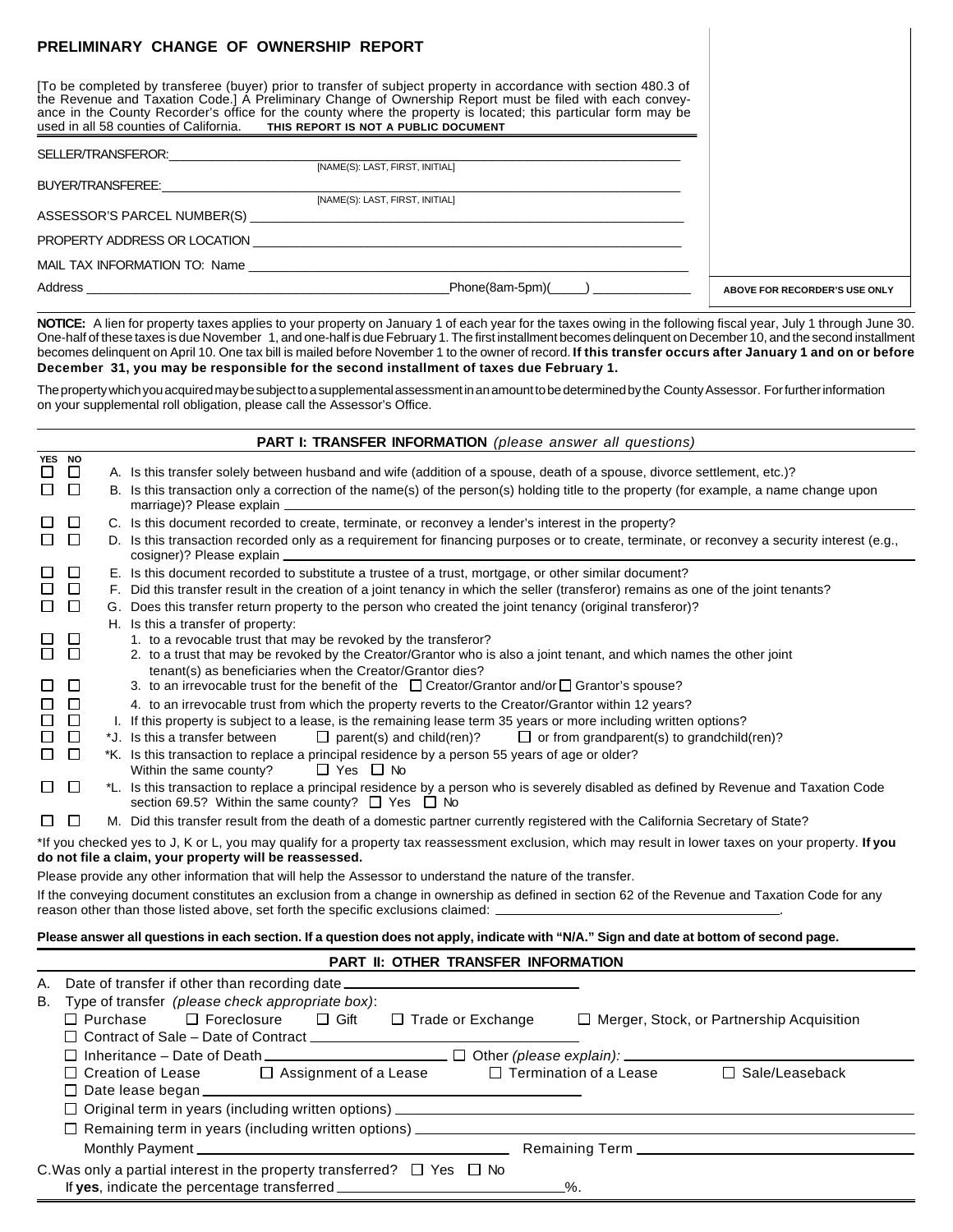# PRELIMINARY CHANGE OF OWNERSHIP REPORT

[To be completed by transferee (buyer) prior to transfer of subject property in accordance with section 480.3 of the Revenue and Taxation Code.] A Preliminary Change of Ownership Report must be filed with each conveyance in the County Recorder's office for the county where the property is located; this particular form may be used in all 58 counties of California. **THIS REPORT IS NOT A PUBLIC DOCUMENT**

SELLER/TRANSFEROR: ______________________________
[NAME(S): LAST, FIRST, INITIAL]

BUYER/TRANSFEREE: ______________________________
[NAME(S): LAST, FIRST, INITIAL]

ASSESSOR'S PARCEL NUMBER(S) ______________________________

PROPERTY ADDRESS OR LOCATION ______________________________

MAIL TAX INFORMATION TO: Name ______________________________

Address ______________________________ Phone(8am-5pm)(_____) ______________

ABOVE FOR RECORDER'S USE ONLY

**NOTICE:** A lien for property taxes applies to your property on January 1 of each year for the taxes owing in the following fiscal year, July 1 through June 30. One-half of these taxes is due November 1, and one-half is due February 1. The first installment becomes delinquent on December 10, and the second installment becomes delinquent on April 10. One tax bill is mailed before November 1 to the owner of record. **If this transfer occurs after January 1 and on or before December 31, you may be responsible for the second installment of taxes due February 1.**

The property which you acquired may be subject to a supplemental assessment in an amount to be determined by the County Assessor. For further information on your supplemental roll obligation, please call the Assessor's Office.

## PART I: TRANSFER INFORMATION *(please answer all questions)*

| YES | NO | |
|---|---|---|
| ☐ | ☐ | A. Is this transfer solely between husband and wife (addition of a spouse, death of a spouse, divorce settlement, etc.)? |
| ☐ | ☐ | B. Is this transaction only a correction of the name(s) of the person(s) holding title to the property (for example, a name change upon marriage)? Please explain ______________ |
| ☐ | ☐ | C. Is this document recorded to create, terminate, or reconvey a lender's interest in the property? |
| ☐ | ☐ | D. Is this transaction recorded only as a requirement for financing purposes or to create, terminate, or reconvey a security interest (e.g., cosigner)? Please explain ______________ |
| ☐ | ☐ | E. Is this document recorded to substitute a trustee of a trust, mortgage, or other similar document? |
| ☐ | ☐ | F. Did this transfer result in the creation of a joint tenancy in which the seller (transferor) remains as one of the joint tenants? |
| ☐ | ☐ | G. Does this transfer return property to the person who created the joint tenancy (original transferor)? |
| | | H. Is this a transfer of property: |
| ☐ | ☐ | 1. to a revocable trust that may be revoked by the transferor? |
| ☐ | ☐ | 2. to a trust that may be revoked by the Creator/Grantor who is also a joint tenant, and which names the other joint tenant(s) as beneficiaries when the Creator/Grantor dies? |
| ☐ | ☐ | 3. to an irrevocable trust for the benefit of the ☐ Creator/Grantor and/or ☐ Grantor's spouse? |
| ☐ | ☐ | 4. to an irrevocable trust from which the property reverts to the Creator/Grantor within 12 years? |
| ☐ | ☐ | I. If this property is subject to a lease, is the remaining lease term 35 years or more including written options? |
| ☐ | ☐ | *J. Is this a transfer between ☐ parent(s) and child(ren)? ☐ or from grandparent(s) to grandchild(ren)? |
| ☐ | ☐ | *K. Is this transaction to replace a principal residence by a person 55 years of age or older? Within the same county? ☐ Yes ☐ No |
| ☐ | ☐ | *L. Is this transaction to replace a principal residence by a person who is severely disabled as defined by Revenue and Taxation Code section 69.5? Within the same county? ☐ Yes ☐ No |
| ☐ | ☐ | M. Did this transfer result from the death of a domestic partner currently registered with the California Secretary of State? |

*If you checked yes to J, K or L, you may qualify for a property tax reassessment exclusion, which may result in lower taxes on your property. **If you do not file a claim, your property will be reassessed.**

Please provide any other information that will help the Assessor to understand the nature of the transfer.

If the conveying document constitutes an exclusion from a change in ownership as defined in section 62 of the Revenue and Taxation Code for any reason other than those listed above, set forth the specific exclusions claimed: ______________.

**Please answer all questions in each section. If a question does not apply, indicate with "N/A." Sign and date at bottom of second page.**

## PART II: OTHER TRANSFER INFORMATION

A. Date of transfer if other than recording date ______________

B. Type of transfer *(please check appropriate box)*:

☐ Purchase ☐ Foreclosure ☐ Gift ☐ Trade or Exchange ☐ Merger, Stock, or Partnership Acquisition

☐ Contract of Sale – Date of Contract ______________

☐ Inheritance – Date of Death ______________ ☐ Other *(please explain)*: ______________

☐ Creation of Lease ☐ Assignment of a Lease ☐ Termination of a Lease ☐ Sale/Leaseback

☐ Date lease began ______________

☐ Original term in years (including written options) ______________

☐ Remaining term in years (including written options) ______________

Monthly Payment ______________ Remaining Term ______________

C. Was only a partial interest in the property transferred? ☐ Yes ☐ No

If **yes**, indicate the percentage transferred ______________%.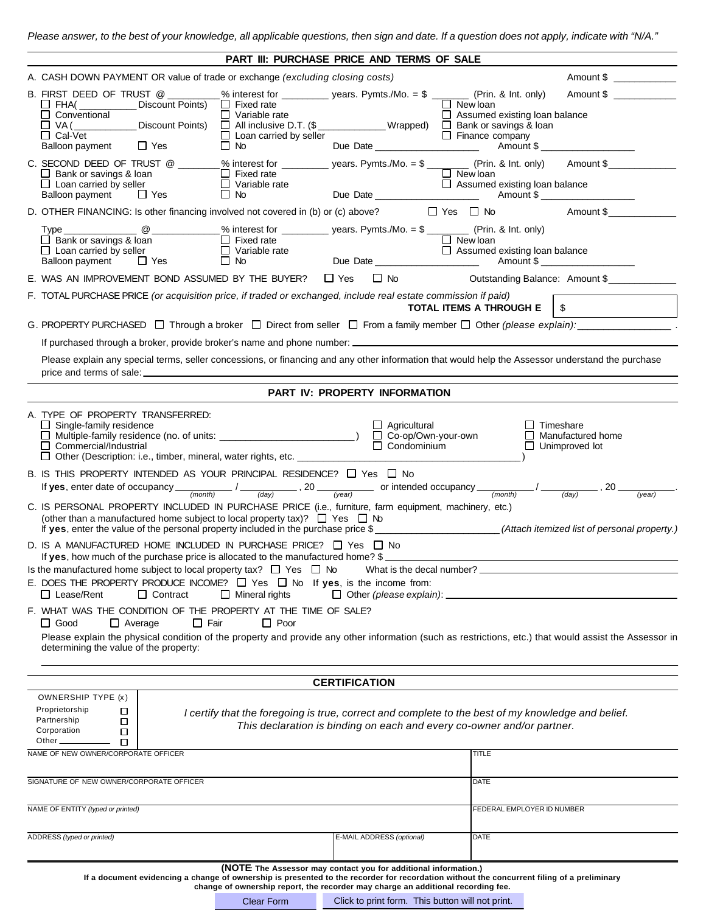*Please answer, to the best of your knowledge, all applicable questions, then sign and date. If a question does not apply, indicate with "N/A."*

## PART III: PURCHASE PRICE AND TERMS OF SALE

A. CASH DOWN PAYMENT OR value of trade or exchange *(excluding closing costs)* Amount $ ___________

B. FIRST DEED OF TRUST @ _________% interest for ________ years. Pymts./Mo. = $ _______ (Prin. & Int. only) Amount $ ___________
- ☐ FHA( __________ Discount Points) ☐ Fixed rate ☐ New loan
- ☐ Conventional ☐ Variable rate ☐ Assumed existing loan balance
- ☐ VA (___________ Discount Points) ☐ All inclusive D.T. ($____________ Wrapped) ☐ Bank or savings & loan
- ☐ Cal-Vet ☐ Loan carried by seller ☐ Finance company
- Balloon payment ☐ Yes ☐ No Due Date ___________________ Amount $ _________________

C. SECOND DEED OF TRUST @ _______% interest for ________ years. Pymts./Mo. = $ ________ (Prin. & Int. only) Amount $____________
- ☐ Bank or savings & loan ☐ Fixed rate ☐ New loan
- ☐ Loan carried by seller ☐ Variable rate ☐ Assumed existing loan balance
- Balloon payment ☐ Yes ☐ No Due Date ___________________ Amount $ _________________

D. OTHER FINANCING: Is other financing involved not covered in (b) or (c) above? ☐ Yes ☐ No Amount $____________

Type _____________ @ ____________% interest for ________ years. Pymts./Mo. = $ ________ (Prin. & Int. only)
- ☐ Bank or savings & loan ☐ Fixed rate ☐ New loan
- ☐ Loan carried by seller ☐ Variable rate ☐ Assumed existing loan balance
- Balloon payment ☐ Yes ☐ No Due Date ___________________ Amount $ _________________

E. WAS AN IMPROVEMENT BOND ASSUMED BY THE BUYER? ☐ Yes ☐ No Outstanding Balance: Amount $____________

F. TOTAL PURCHASE PRICE *(or acquisition price, if traded or exchanged, include real estate commission if paid)*
**TOTAL ITEMS A THROUGH E** $

G. PROPERTY PURCHASED ☐ Through a broker ☐ Direct from seller ☐ From a family member ☐ Other *(please explain):* ________________ .

If purchased through a broker, provide broker's name and phone number: ________________________________

Please explain any special terms, seller concessions, or financing and any other information that would help the Assessor understand the purchase price and terms of sale: ________________________________

## PART IV: PROPERTY INFORMATION

A. TYPE OF PROPERTY TRANSFERRED:
- ☐ Single-family residence
- ☐ Multiple-family residence (no. of units: ________________________)
- ☐ Commercial/Industrial
- ☐ Other (Description: i.e., timber, mineral, water rights, etc. ________________________________)
- ☐ Agricultural
- ☐ Co-op/Own-your-own
- ☐ Condominium
- ☐ Timeshare
- ☐ Manufactured home
- ☐ Unimproved lot

B. IS THIS PROPERTY INTENDED AS YOUR PRINCIPAL RESIDENCE? ☐ Yes ☐ No
If **yes**, enter date of occupancy ________ / ________ , 20 ________ or intended occupancy ________ / ________ , 20 ________ .
(month) (day) (year) (month) (day) (year)

C. IS PERSONAL PROPERTY INCLUDED IN PURCHASE PRICE (i.e., furniture, farm equipment, machinery, etc.) (other than a manufactured home subject to local property tax)? ☐ Yes ☐ No
If **yes**, enter the value of the personal property included in the purchase price $ ______________________ *(Attach itemized list of personal property.)*

D. IS A MANUFACTURED HOME INCLUDED IN PURCHASE PRICE? ☐ Yes ☐ No
If **yes**, how much of the purchase price is allocated to the manufactured home? $ ________________________________
Is the manufactured home subject to local property tax? ☐ Yes ☐ No What is the decal number? ______________________

E. DOES THE PROPERTY PRODUCE INCOME? ☐ Yes ☐ No If **yes**, is the income from:
☐ Lease/Rent ☐ Contract ☐ Mineral rights ☐ Other *(please explain)*: ________________________________

F. WHAT WAS THE CONDITION OF THE PROPERTY AT THE TIME OF SALE?
☐ Good ☐ Average ☐ Fair ☐ Poor

Please explain the physical condition of the property and provide any other information (such as restrictions, etc.) that would assist the Assessor in determining the value of the property:

________________________________

## CERTIFICATION

OWNERSHIP TYPE (x)
- Proprietorship ☐
- Partnership ☐
- Corporation ☐
- Other __________ ☐

*I certify that the foregoing is true, correct and complete to the best of my knowledge and belief. This declaration is binding on each and every co-owner and/or partner.*

| | | |
|---|---|---|
| NAME OF NEW OWNER/CORPORATE OFFICER | | TITLE |
| SIGNATURE OF NEW OWNER/CORPORATE OFFICER | | DATE |
| NAME OF ENTITY *(typed or printed)* | | FEDERAL EMPLOYER ID NUMBER |
| ADDRESS *(typed or printed)* | E-MAIL ADDRESS *(optional)* | DATE |

**(NOTE: The Assessor may contact you for additional information.)**
**If a document evidencing a change of ownership is presented to the recorder for recordation without the concurrent filing of a preliminary change of ownership report, the recorder may charge an additional recording fee.**

Clear Form | Click to print form. This button will not print.